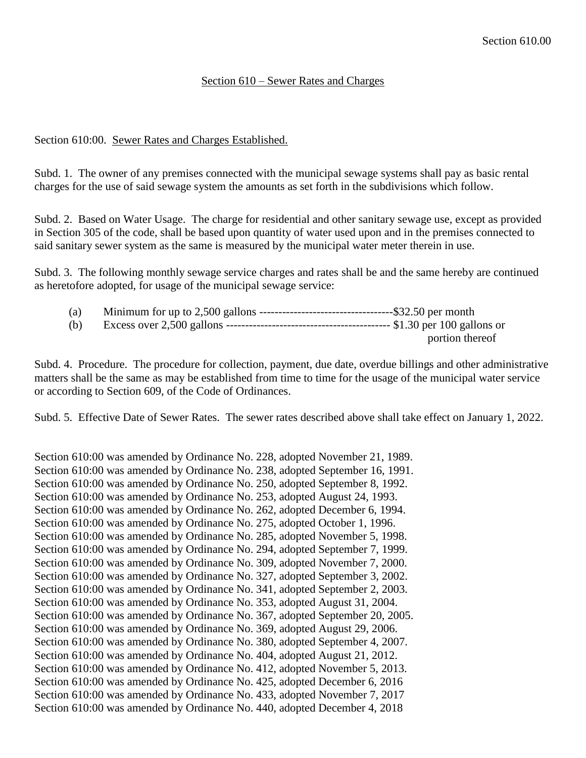## Section 610 – Sewer Rates and Charges

Section 610:00. Sewer Rates and Charges Established.

Subd. 1. The owner of any premises connected with the municipal sewage systems shall pay as basic rental charges for the use of said sewage system the amounts as set forth in the subdivisions which follow.

Subd. 2. Based on Water Usage. The charge for residential and other sanitary sewage use, except as provided in Section 305 of the code, shall be based upon quantity of water used upon and in the premises connected to said sanitary sewer system as the same is measured by the municipal water meter therein in use.

Subd. 3. The following monthly sewage service charges and rates shall be and the same hereby are continued as heretofore adopted, for usage of the municipal sewage service:

(a) Minimum for up to 2,500 gallons -----------------------------------$32.50 per month
(b) Excess over 2,500 gallons ------------------------------------------- $1.30 per 100 gallons or portion thereof

Subd. 4. Procedure. The procedure for collection, payment, due date, overdue billings and other administrative matters shall be the same as may be established from time to time for the usage of the municipal water service or according to Section 609, of the Code of Ordinances.

Subd. 5. Effective Date of Sewer Rates. The sewer rates described above shall take effect on January 1, 2022.

Section 610:00 was amended by Ordinance No. 228, adopted November 21, 1989.
Section 610:00 was amended by Ordinance No. 238, adopted September 16, 1991.
Section 610:00 was amended by Ordinance No. 250, adopted September 8, 1992.
Section 610:00 was amended by Ordinance No. 253, adopted August 24, 1993.
Section 610:00 was amended by Ordinance No. 262, adopted December 6, 1994.
Section 610:00 was amended by Ordinance No. 275, adopted October 1, 1996.
Section 610:00 was amended by Ordinance No. 285, adopted November 5, 1998.
Section 610:00 was amended by Ordinance No. 294, adopted September 7, 1999.
Section 610:00 was amended by Ordinance No. 309, adopted November 7, 2000.
Section 610:00 was amended by Ordinance No. 327, adopted September 3, 2002.
Section 610:00 was amended by Ordinance No. 341, adopted September 2, 2003.
Section 610:00 was amended by Ordinance No. 353, adopted August 31, 2004.
Section 610:00 was amended by Ordinance No. 367, adopted September 20, 2005.
Section 610:00 was amended by Ordinance No. 369, adopted August 29, 2006.
Section 610:00 was amended by Ordinance No. 380, adopted September 4, 2007.
Section 610:00 was amended by Ordinance No. 404, adopted August 21, 2012.
Section 610:00 was amended by Ordinance No. 412, adopted November 5, 2013.
Section 610:00 was amended by Ordinance No. 425, adopted December 6, 2016
Section 610:00 was amended by Ordinance No. 433, adopted November 7, 2017
Section 610:00 was amended by Ordinance No. 440, adopted December 4, 2018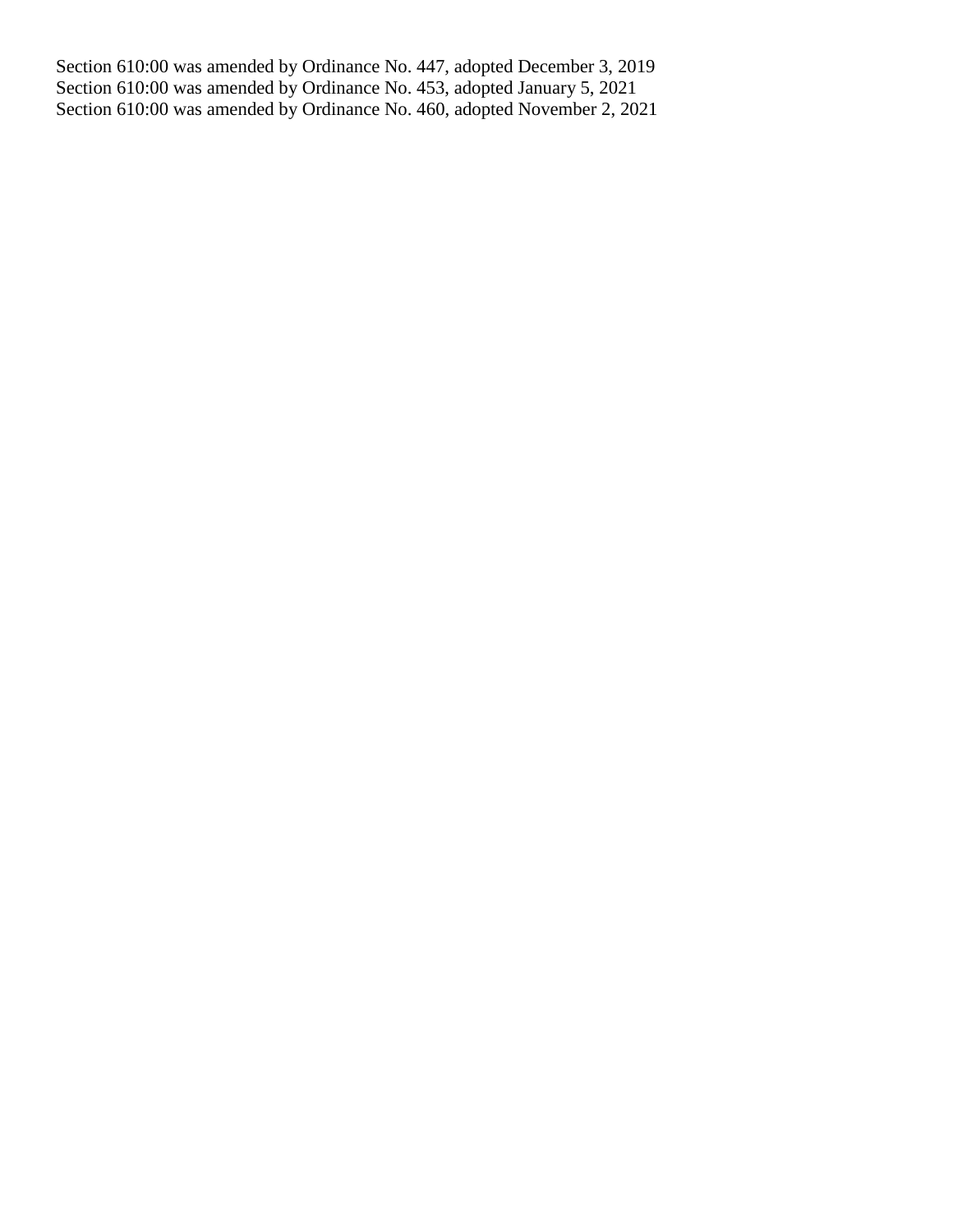Section 610:00 was amended by Ordinance No. 447, adopted December 3, 2019
Section 610:00 was amended by Ordinance No. 453, adopted January 5, 2021
Section 610:00 was amended by Ordinance No. 460, adopted November 2, 2021